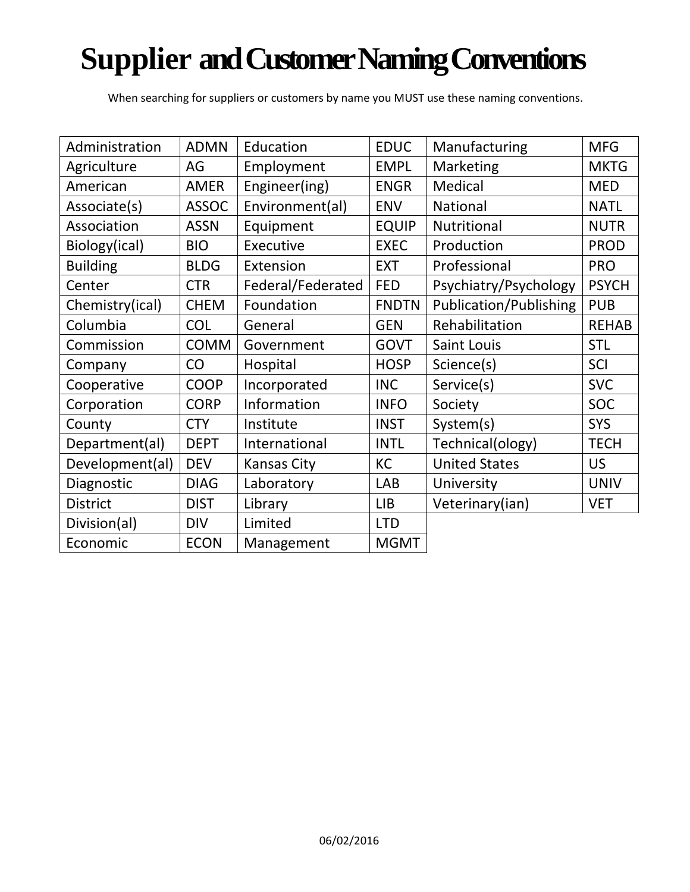# Supplier and Customer Naming Conventions

When searching for suppliers or customers by name you MUST use these naming conventions.

| Administration | ADMN | Education | EDUC | Manufacturing | MFG |
|---|---|---|---|---|---|
| Agriculture | AG | Employment | EMPL | Marketing | MKTG |
| American | AMER | Engineer(ing) | ENGR | Medical | MED |
| Associate(s) | ASSOC | Environment(al) | ENV | National | NATL |
| Association | ASSN | Equipment | EQUIP | Nutritional | NUTR |
| Biology(ical) | BIO | Executive | EXEC | Production | PROD |
| Building | BLDG | Extension | EXT | Professional | PRO |
| Center | CTR | Federal/Federated | FED | Psychiatry/Psychology | PSYCH |
| Chemistry(ical) | CHEM | Foundation | FNDTN | Publication/Publishing | PUB |
| Columbia | COL | General | GEN | Rehabilitation | REHAB |
| Commission | COMM | Government | GOVT | Saint Louis | STL |
| Company | CO | Hospital | HOSP | Science(s) | SCI |
| Cooperative | COOP | Incorporated | INC | Service(s) | SVC |
| Corporation | CORP | Information | INFO | Society | SOC |
| County | CTY | Institute | INST | System(s) | SYS |
| Department(al) | DEPT | International | INTL | Technical(ology) | TECH |
| Development(al) | DEV | Kansas City | KC | United States | US |
| Diagnostic | DIAG | Laboratory | LAB | University | UNIV |
| District | DIST | Library | LIB | Veterinary(ian) | VET |
| Division(al) | DIV | Limited | LTD | | |
| Economic | ECON | Management | MGMT | | |

06/02/2016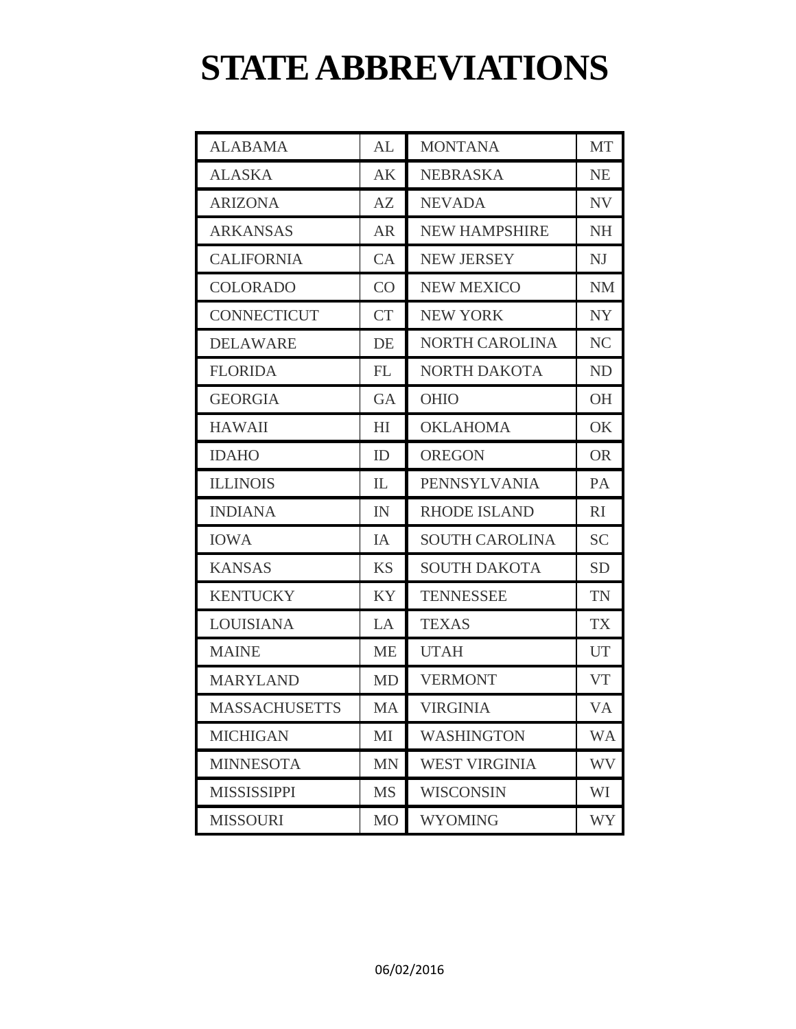# STATE ABBREVIATIONS

| | | | |
|---|---|---|---|
| ALABAMA | AL | MONTANA | MT |
| ALASKA | AK | NEBRASKA | NE |
| ARIZONA | AZ | NEVADA | NV |
| ARKANSAS | AR | NEW HAMPSHIRE | NH |
| CALIFORNIA | CA | NEW JERSEY | NJ |
| COLORADO | CO | NEW MEXICO | NM |
| CONNECTICUT | CT | NEW YORK | NY |
| DELAWARE | DE | NORTH CAROLINA | NC |
| FLORIDA | FL | NORTH DAKOTA | ND |
| GEORGIA | GA | OHIO | OH |
| HAWAII | HI | OKLAHOMA | OK |
| IDAHO | ID | OREGON | OR |
| ILLINOIS | IL | PENNSYLVANIA | PA |
| INDIANA | IN | RHODE ISLAND | RI |
| IOWA | IA | SOUTH CAROLINA | SC |
| KANSAS | KS | SOUTH DAKOTA | SD |
| KENTUCKY | KY | TENNESSEE | TN |
| LOUISIANA | LA | TEXAS | TX |
| MAINE | ME | UTAH | UT |
| MARYLAND | MD | VERMONT | VT |
| MASSACHUSETTS | MA | VIRGINIA | VA |
| MICHIGAN | MI | WASHINGTON | WA |
| MINNESOTA | MN | WEST VIRGINIA | WV |
| MISSISSIPPI | MS | WISCONSIN | WI |
| MISSOURI | MO | WYOMING | WY |

06/02/2016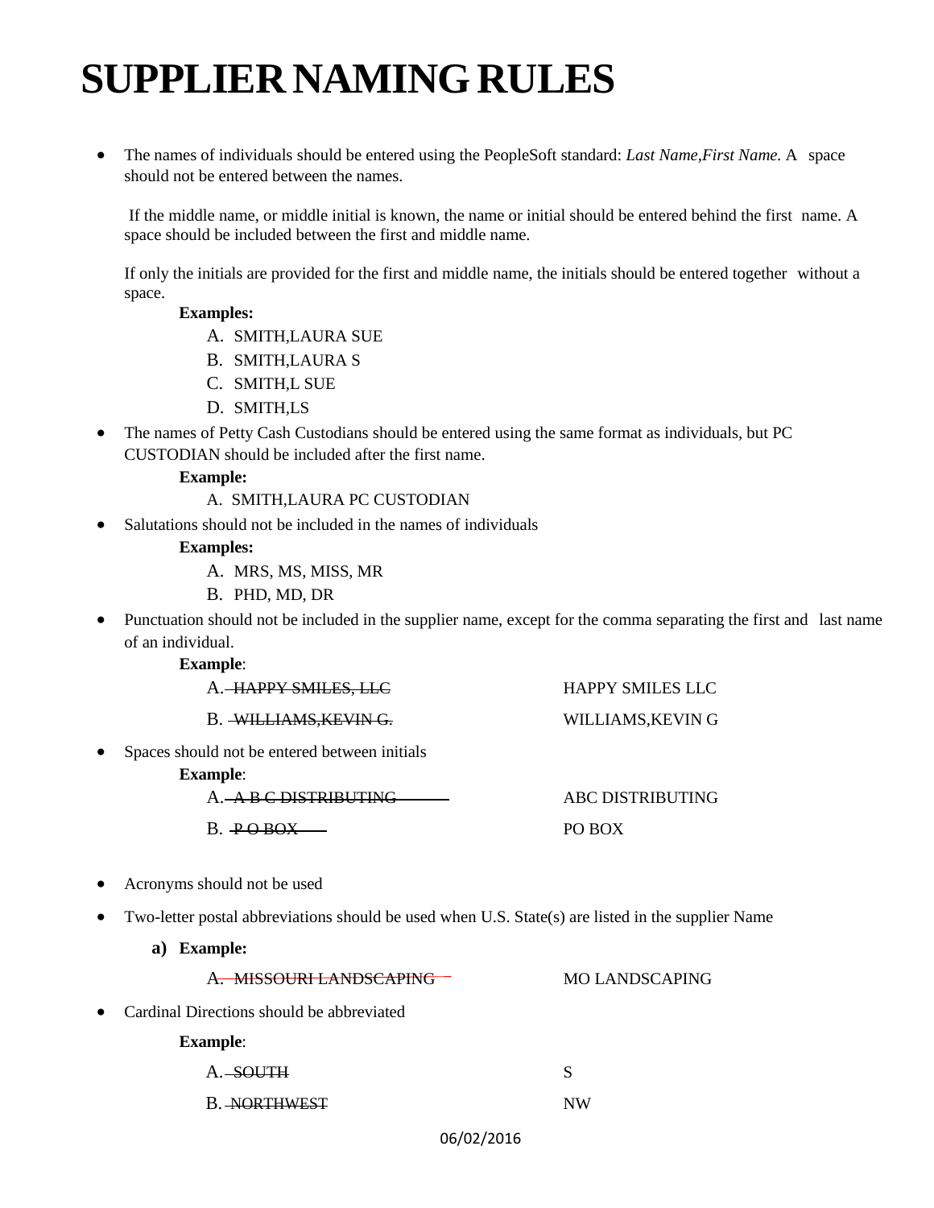# SUPPLIER NAMING RULES

- The names of individuals should be entered using the PeopleSoft standard: *Last Name,First Name.* A space should not be entered between the names.

  If the middle name, or middle initial is known, the name or initial should be entered behind the first name. A space should be included between the first and middle name.

  If only the initials are provided for the first and middle name, the initials should be entered together without a space.

  **Examples:**

  A. SMITH,LAURA SUE
  B. SMITH,LAURA S
  C. SMITH,L SUE
  D. SMITH,LS

- The names of Petty Cash Custodians should be entered using the same format as individuals, but PC CUSTODIAN should be included after the first name.

  **Example:**

  A. SMITH,LAURA PC CUSTODIAN

- Salutations should not be included in the names of individuals

  **Examples:**

  A. MRS, MS, MISS, MR
  B. PHD, MD, DR

- Punctuation should not be included in the supplier name, except for the comma separating the first and last name of an individual.

  **Example**:

  | | |
  |---|---|
  | A. ~~HAPPY SMILES, LLC~~ | HAPPY SMILES LLC |
  | B. ~~WILLIAMS,KEVIN G.~~ | WILLIAMS,KEVIN G |

- Spaces should not be entered between initials

  **Example**:

  | | |
  |---|---|
  | A. ~~A B C DISTRIBUTING~~ | ABC DISTRIBUTING |
  | B. ~~P O BOX~~ | PO BOX |

- Acronyms should not be used

- Two-letter postal abbreviations should be used when U.S. State(s) are listed in the supplier Name

  a) **Example:**

  | | |
  |---|---|
  | A. ~~MISSOURI LANDSCAPING~~ | MO LANDSCAPING |

- Cardinal Directions should be abbreviated

  **Example**:

  | | |
  |---|---|
  | A. ~~SOUTH~~ | S |
  | B. ~~NORTHWEST~~ | NW |

06/02/2016